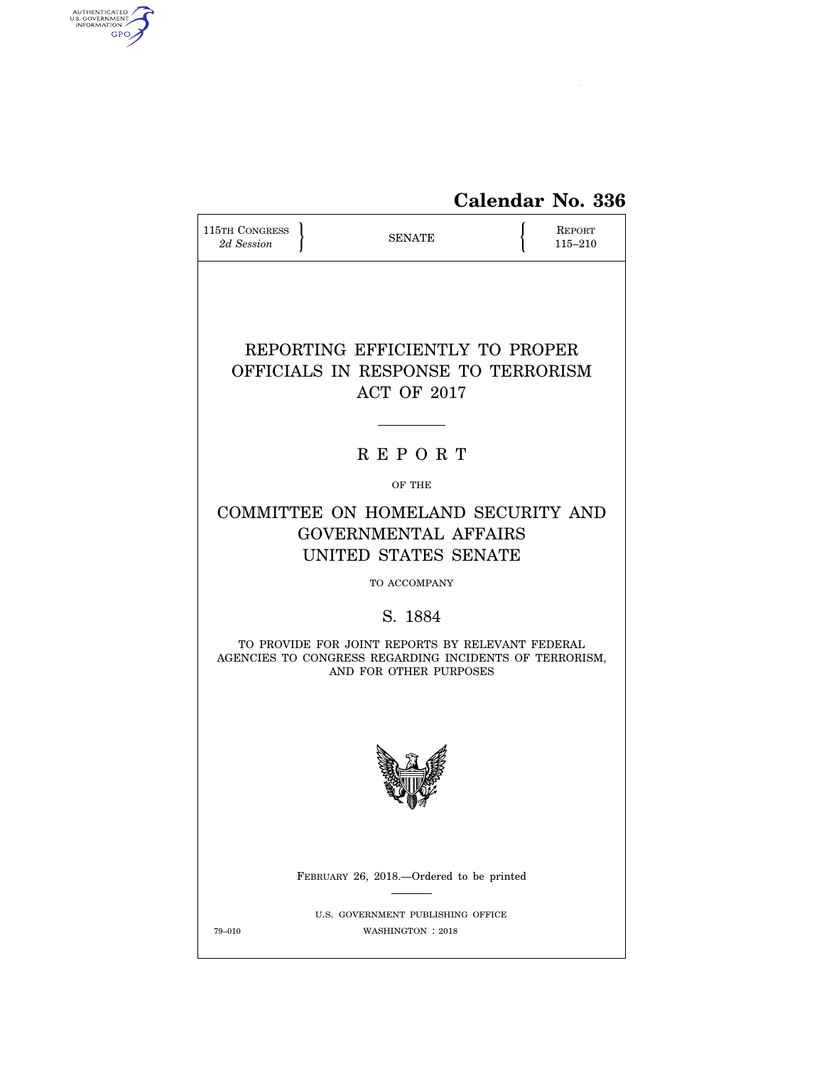**Calendar No. 336**

115TH CONGRESS
*2d Session*

SENATE

REPORT
115–210

# REPORTING EFFICIENTLY TO PROPER OFFICIALS IN RESPONSE TO TERRORISM ACT OF 2017

## R E P O R T

OF THE

## COMMITTEE ON HOMELAND SECURITY AND GOVERNMENTAL AFFAIRS UNITED STATES SENATE

TO ACCOMPANY

## S. 1884

TO PROVIDE FOR JOINT REPORTS BY RELEVANT FEDERAL AGENCIES TO CONGRESS REGARDING INCIDENTS OF TERRORISM, AND FOR OTHER PURPOSES

FEBRUARY 26, 2018.—Ordered to be printed

U.S. GOVERNMENT PUBLISHING OFFICE
79–010 WASHINGTON : 2018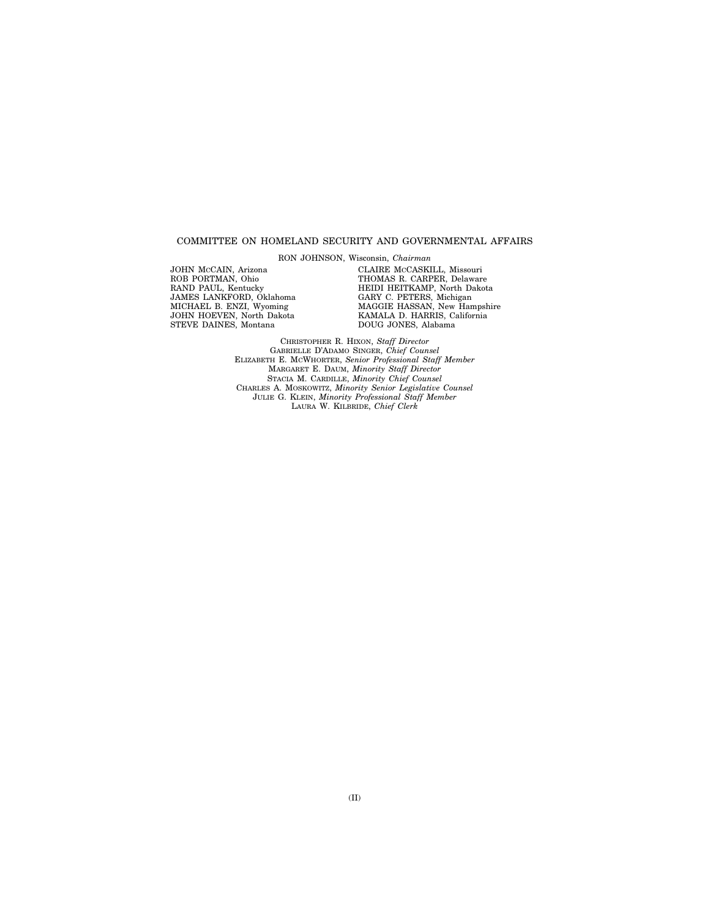COMMITTEE ON HOMELAND SECURITY AND GOVERNMENTAL AFFAIRS

RON JOHNSON, Wisconsin, *Chairman*

JOHN McCAIN, Arizona
ROB PORTMAN, Ohio
RAND PAUL, Kentucky
JAMES LANKFORD, Oklahoma
MICHAEL B. ENZI, Wyoming
JOHN HOEVEN, North Dakota
STEVE DAINES, Montana

CLAIRE McCASKILL, Missouri
THOMAS R. CARPER, Delaware
HEIDI HEITKAMP, North Dakota
GARY C. PETERS, Michigan
MAGGIE HASSAN, New Hampshire
KAMALA D. HARRIS, California
DOUG JONES, Alabama

CHRISTOPHER R. HIXON, *Staff Director*
GABRIELLE D'ADAMO SINGER, *Chief Counsel*
ELIZABETH E. McWHORTER, *Senior Professional Staff Member*
MARGARET E. DAUM, *Minority Staff Director*
STACIA M. CARDILLE, *Minority Chief Counsel*
CHARLES A. MOSKOWITZ, *Minority Senior Legislative Counsel*
JULIE G. KLEIN, *Minority Professional Staff Member*
LAURA W. KILBRIDE, *Chief Clerk*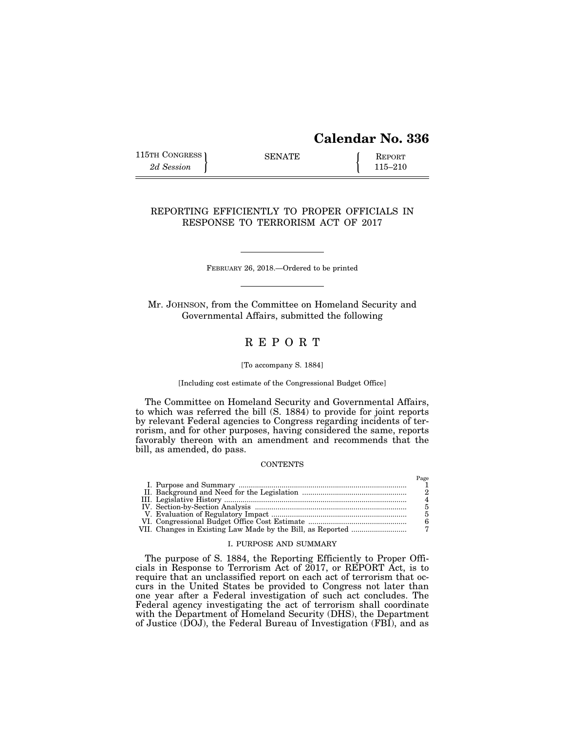# Calendar No. 336

115TH CONGRESS } SENATE { REPORT
2d Session } { 115–210

## REPORTING EFFICIENTLY TO PROPER OFFICIALS IN RESPONSE TO TERRORISM ACT OF 2017

FEBRUARY 26, 2018.—Ordered to be printed

Mr. JOHNSON, from the Committee on Homeland Security and Governmental Affairs, submitted the following

# R E P O R T

[To accompany S. 1884]

[Including cost estimate of the Congressional Budget Office]

The Committee on Homeland Security and Governmental Affairs, to which was referred the bill (S. 1884) to provide for joint reports by relevant Federal agencies to Congress regarding incidents of terrorism, and for other purposes, having considered the same, reports favorably thereon with an amendment and recommends that the bill, as amended, do pass.

CONTENTS

| | Page |
|---|---|
| I. Purpose and Summary | 1 |
| II. Background and Need for the Legislation | 2 |
| III. Legislative History | 4 |
| IV. Section-by-Section Analysis | 5 |
| V. Evaluation of Regulatory Impact | 5 |
| VI. Congressional Budget Office Cost Estimate | 6 |
| VII. Changes in Existing Law Made by the Bill, as Reported | 7 |

### I. PURPOSE AND SUMMARY

The purpose of S. 1884, the Reporting Efficiently to Proper Officials in Response to Terrorism Act of 2017, or REPORT Act, is to require that an unclassified report on each act of terrorism that occurs in the United States be provided to Congress not later than one year after a Federal investigation of such act concludes. The Federal agency investigating the act of terrorism shall coordinate with the Department of Homeland Security (DHS), the Department of Justice (DOJ), the Federal Bureau of Investigation (FBI), and as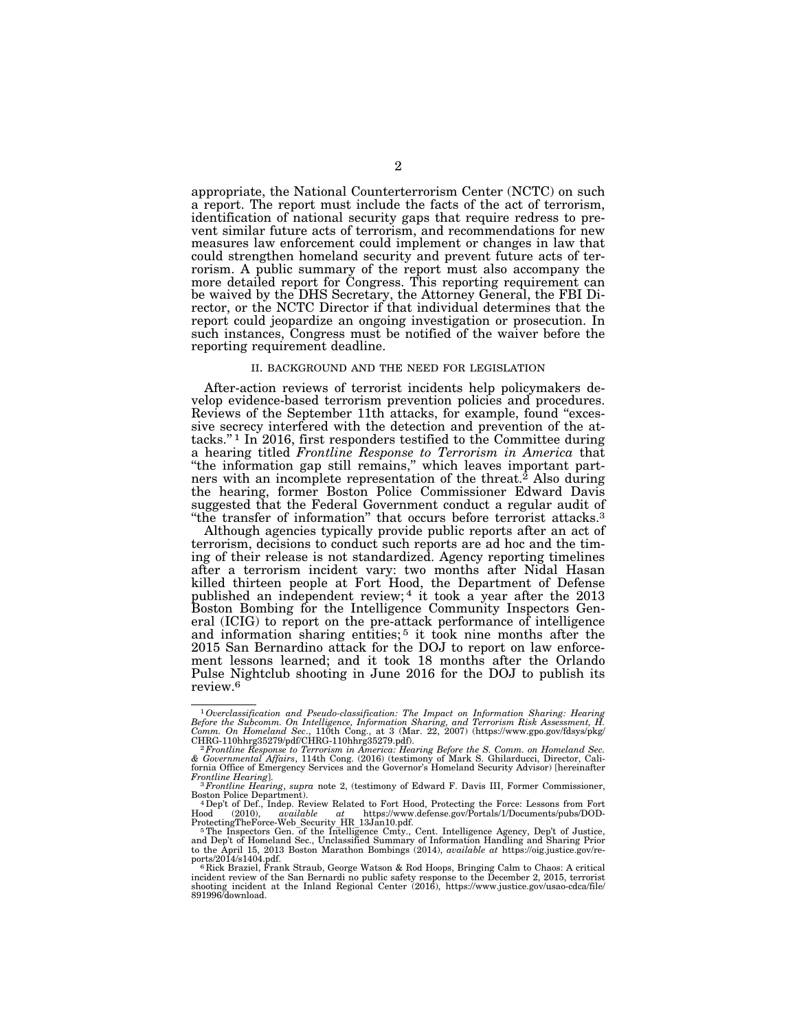appropriate, the National Counterterrorism Center (NCTC) on such a report. The report must include the facts of the act of terrorism, identification of national security gaps that require redress to prevent similar future acts of terrorism, and recommendations for new measures law enforcement could implement or changes in law that could strengthen homeland security and prevent future acts of terrorism. A public summary of the report must also accompany the more detailed report for Congress. This reporting requirement can be waived by the DHS Secretary, the Attorney General, the FBI Director, or the NCTC Director if that individual determines that the report could jeopardize an ongoing investigation or prosecution. In such instances, Congress must be notified of the waiver before the reporting requirement deadline.

## II. BACKGROUND AND THE NEED FOR LEGISLATION

After-action reviews of terrorist incidents help policymakers develop evidence-based terrorism prevention policies and procedures. Reviews of the September 11th attacks, for example, found "excessive secrecy interfered with the detection and prevention of the attacks."[1] In 2016, first responders testified to the Committee during a hearing titled *Frontline Response to Terrorism in America* that "the information gap still remains," which leaves important partners with an incomplete representation of the threat.[2] Also during the hearing, former Boston Police Commissioner Edward Davis suggested that the Federal Government conduct a regular audit of "the transfer of information" that occurs before terrorist attacks.[3]

Although agencies typically provide public reports after an act of terrorism, decisions to conduct such reports are ad hoc and the timing of their release is not standardized. Agency reporting timelines after a terrorism incident vary: two months after Nidal Hasan killed thirteen people at Fort Hood, the Department of Defense published an independent review;[4] it took a year after the 2013 Boston Bombing for the Intelligence Community Inspectors General (ICIG) to report on the pre-attack performance of intelligence and information sharing entities;[5] it took nine months after the 2015 San Bernardino attack for the DOJ to report on law enforcement lessons learned; and it took 18 months after the Orlando Pulse Nightclub shooting in June 2016 for the DOJ to publish its review.[6]

---

[1] *Overclassification and Pseudo-classification: The Impact on Information Sharing: Hearing Before the Subcomm. On Intelligence, Information Sharing, and Terrorism Risk Assessment, H. Comm. On Homeland Sec*., 110th Cong., at 3 (Mar. 22, 2007) (https://www.gpo.gov/fdsys/pkg/CHRG-110hhrg35279/pdf/CHRG-110hhrg35279.pdf).

[2] *Frontline Response to Terrorism in America: Hearing Before the S. Comm. on Homeland Sec. & Governmental Affairs*, 114th Cong. (2016) (testimony of Mark S. Ghilarducci, Director, California Office of Emergency Services and the Governor's Homeland Security Advisor) [hereinafter *Frontline Hearing*].

[3] *Frontline Hearing*, *supra* note 2, (testimony of Edward F. Davis III, Former Commissioner, Boston Police Department).

[4] Dep't of Def., Indep. Review Related to Fort Hood, Protecting the Force: Lessons from Fort Hood (2010), *available at* https://www.defense.gov/Portals/1/Documents/pubs/DOD-ProtectingTheForce-Web_Security_HR_13Jan10.pdf.

[5] The Inspectors Gen. of the Intelligence Cmty., Cent. Intelligence Agency, Dep't of Justice, and Dep't of Homeland Sec., Unclassified Summary of Information Handling and Sharing Prior to the April 15, 2013 Boston Marathon Bombings (2014), *available at* https://oig.justice.gov/reports/2014/s1404.pdf.

[6] Rick Braziel, Frank Straub, George Watson & Rod Hoops, Bringing Calm to Chaos: A critical incident review of the San Bernardi no public safety response to the December 2, 2015, terrorist shooting incident at the Inland Regional Center (2016), https://www.justice.gov/usao-cdca/file/891996/download.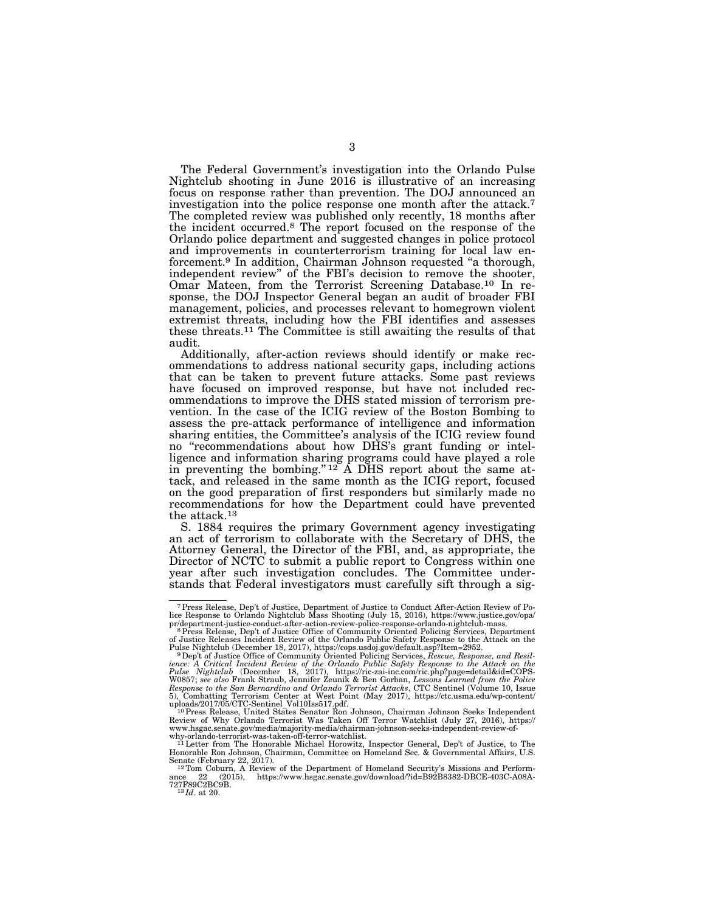The Federal Government's investigation into the Orlando Pulse Nightclub shooting in June 2016 is illustrative of an increasing focus on response rather than prevention. The DOJ announced an investigation into the police response one month after the attack.[7] The completed review was published only recently, 18 months after the incident occurred.[8] The report focused on the response of the Orlando police department and suggested changes in police protocol and improvements in counterterrorism training for local law enforcement.[9] In addition, Chairman Johnson requested "a thorough, independent review" of the FBI's decision to remove the shooter, Omar Mateen, from the Terrorist Screening Database.[10] In response, the DOJ Inspector General began an audit of broader FBI management, policies, and processes relevant to homegrown violent extremist threats, including how the FBI identifies and assesses these threats.[11] The Committee is still awaiting the results of that audit.

Additionally, after-action reviews should identify or make recommendations to address national security gaps, including actions that can be taken to prevent future attacks. Some past reviews have focused on improved response, but have not included recommendations to improve the DHS stated mission of terrorism prevention. In the case of the ICIG review of the Boston Bombing to assess the pre-attack performance of intelligence and information sharing entities, the Committee's analysis of the ICIG review found no "recommendations about how DHS's grant funding or intelligence and information sharing programs could have played a role in preventing the bombing."[12] A DHS report about the same attack, and released in the same month as the ICIG report, focused on the good preparation of first responders but similarly made no recommendations for how the Department could have prevented the attack.[13]

S. 1884 requires the primary Government agency investigating an act of terrorism to collaborate with the Secretary of DHS, the Attorney General, the Director of the FBI, and, as appropriate, the Director of NCTC to submit a public report to Congress within one year after such investigation concludes. The Committee understands that Federal investigators must carefully sift through a sig-

---

[7] Press Release, Dep't of Justice, Department of Justice to Conduct After-Action Review of Police Response to Orlando Nightclub Mass Shooting (July 15, 2016), https://www.justice.gov/opa/pr/department-justice-conduct-after-action-review-police-response-orlando-nightclub-mass.

[8] Press Release, Dep't of Justice Office of Community Oriented Policing Services, Department of Justice Releases Incident Review of the Orlando Public Safety Response to the Attack on the Pulse Nightclub (December 18, 2017), https://cops.usdoj.gov/default.asp?Item=2952.

[9] Dep't of Justice Office of Community Oriented Policing Services, *Rescue, Response, and Resilience: A Critical Incident Review of the Orlando Public Safety Response to the Attack on the Pulse Nightclub* (December 18, 2017), https://ric-zai-inc.com/ric.php?page=detail&id=COPS-W0857; *see also* Frank Straub, Jennifer Zeunik & Ben Gorban, *Lessons Learned from the Police Response to the San Bernardino and Orlando Terrorist Attacks*, CTC Sentinel (Volume 10, Issue 5), Combatting Terrorism Center at West Point (May 2017), https://ctc.usma.edu/wp-content/uploads/2017/05/CTC-Sentinel_Vol10Iss517.pdf.

[10] Press Release, United States Senator Ron Johnson, Chairman Johnson Seeks Independent Review of Why Orlando Terrorist Was Taken Off Terror Watchlist (July 27, 2016), https://www.hsgac.senate.gov/media/majority-media/chairman-johnson-seeks-independent-review-of-why-orlando-terrorist-was-taken-off-terror-watchlist.

[11] Letter from The Honorable Michael Horowitz, Inspector General, Dep't of Justice, to The Honorable Ron Johnson, Chairman, Committee on Homeland Sec. & Governmental Affairs, U.S. Senate (February 22, 2017).

[12] Tom Coburn, A Review of the Department of Homeland Security's Missions and Performance 22 (2015), https://www.hsgac.senate.gov/download/?id=B92B8382-DBCE-403C-A08A-727F89C2BC9B.

[13] *Id*. at 20.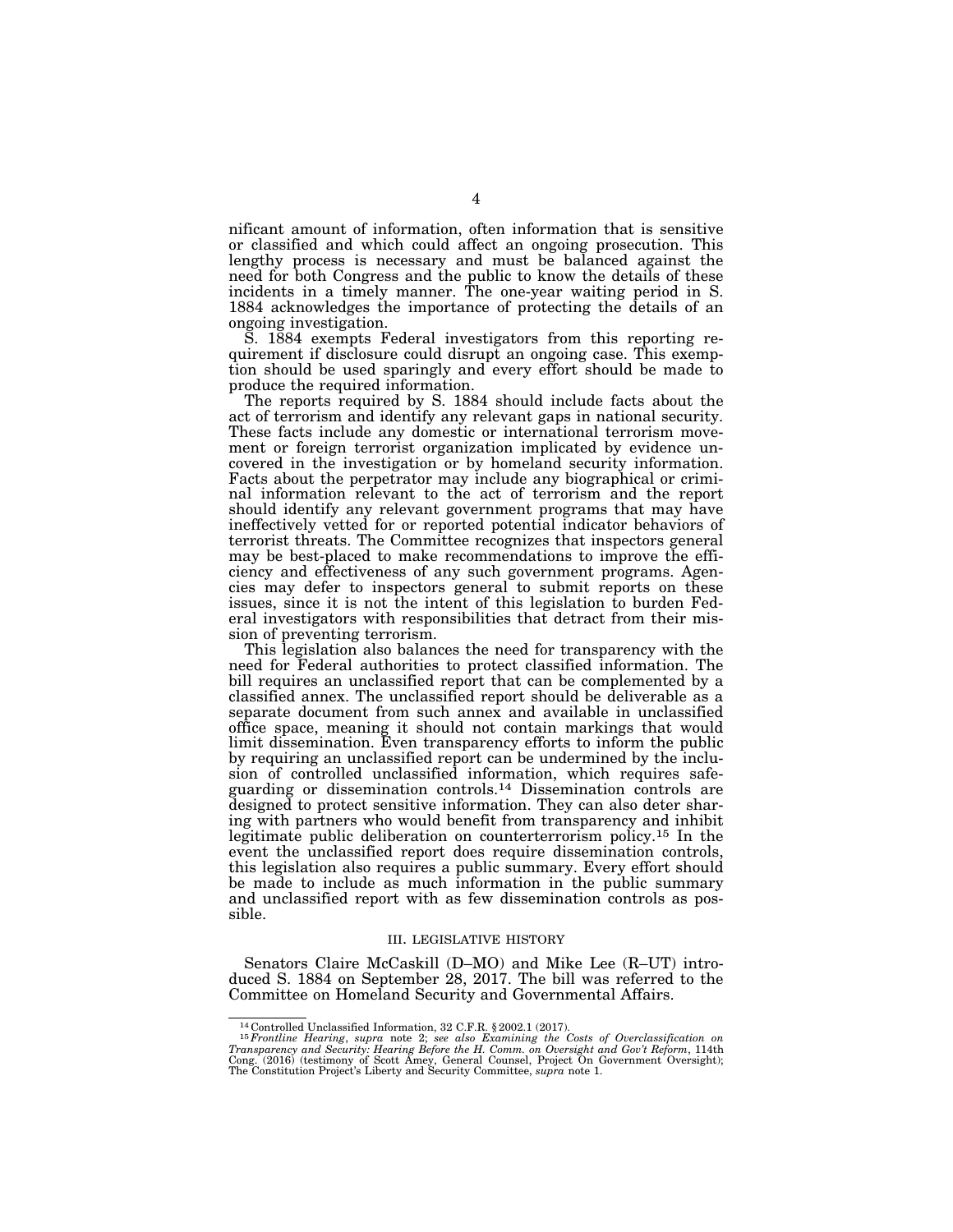nificant amount of information, often information that is sensitive or classified and which could affect an ongoing prosecution. This lengthy process is necessary and must be balanced against the need for both Congress and the public to know the details of these incidents in a timely manner. The one-year waiting period in S. 1884 acknowledges the importance of protecting the details of an ongoing investigation.

S. 1884 exempts Federal investigators from this reporting requirement if disclosure could disrupt an ongoing case. This exemption should be used sparingly and every effort should be made to produce the required information.

The reports required by S. 1884 should include facts about the act of terrorism and identify any relevant gaps in national security. These facts include any domestic or international terrorism movement or foreign terrorist organization implicated by evidence uncovered in the investigation or by homeland security information. Facts about the perpetrator may include any biographical or criminal information relevant to the act of terrorism and the report should identify any relevant government programs that may have ineffectively vetted for or reported potential indicator behaviors of terrorist threats. The Committee recognizes that inspectors general may be best-placed to make recommendations to improve the efficiency and effectiveness of any such government programs. Agencies may defer to inspectors general to submit reports on these issues, since it is not the intent of this legislation to burden Federal investigators with responsibilities that detract from their mission of preventing terrorism.

This legislation also balances the need for transparency with the need for Federal authorities to protect classified information. The bill requires an unclassified report that can be complemented by a classified annex. The unclassified report should be deliverable as a separate document from such annex and available in unclassified office space, meaning it should not contain markings that would limit dissemination. Even transparency efforts to inform the public by requiring an unclassified report can be undermined by the inclusion of controlled unclassified information, which requires safeguarding or dissemination controls.[14] Dissemination controls are designed to protect sensitive information. They can also deter sharing with partners who would benefit from transparency and inhibit legitimate public deliberation on counterterrorism policy.[15] In the event the unclassified report does require dissemination controls, this legislation also requires a public summary. Every effort should be made to include as much information in the public summary and unclassified report with as few dissemination controls as possible.

## III. LEGISLATIVE HISTORY

Senators Claire McCaskill (D–MO) and Mike Lee (R–UT) introduced S. 1884 on September 28, 2017. The bill was referred to the Committee on Homeland Security and Governmental Affairs.

---

[14] Controlled Unclassified Information, 32 C.F.R. § 2002.1 (2017).

[15] *Frontline Hearing*, *supra* note 2; *see also Examining the Costs of Overclassification on Transparency and Security: Hearing Before the H. Comm. on Oversight and Gov't Reform*, 114th Cong. (2016) (testimony of Scott Amey, General Counsel, Project On Government Oversight); The Constitution Project's Liberty and Security Committee, *supra* note 1.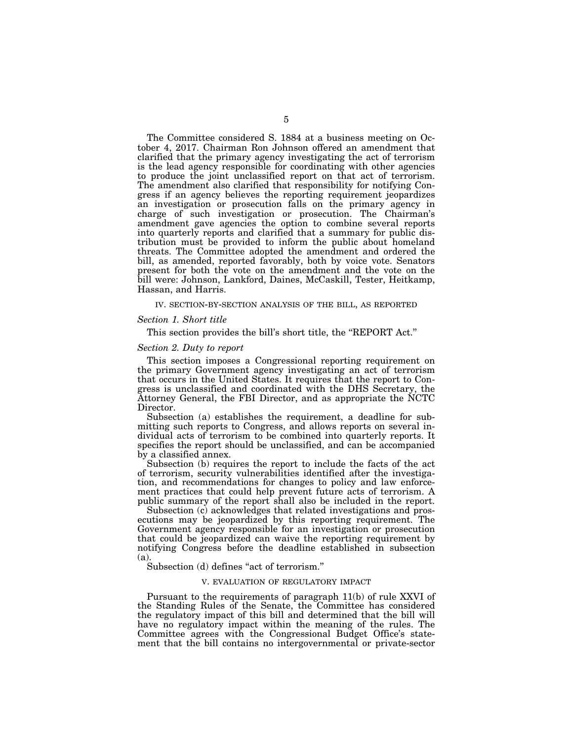The Committee considered S. 1884 at a business meeting on October 4, 2017. Chairman Ron Johnson offered an amendment that clarified that the primary agency investigating the act of terrorism is the lead agency responsible for coordinating with other agencies to produce the joint unclassified report on that act of terrorism. The amendment also clarified that responsibility for notifying Congress if an agency believes the reporting requirement jeopardizes an investigation or prosecution falls on the primary agency in charge of such investigation or prosecution. The Chairman's amendment gave agencies the option to combine several reports into quarterly reports and clarified that a summary for public distribution must be provided to inform the public about homeland threats. The Committee adopted the amendment and ordered the bill, as amended, reported favorably, both by voice vote. Senators present for both the vote on the amendment and the vote on the bill were: Johnson, Lankford, Daines, McCaskill, Tester, Heitkamp, Hassan, and Harris.

## IV. SECTION-BY-SECTION ANALYSIS OF THE BILL, AS REPORTED

### *Section 1. Short title*

This section provides the bill's short title, the "REPORT Act."

### *Section 2. Duty to report*

This section imposes a Congressional reporting requirement on the primary Government agency investigating an act of terrorism that occurs in the United States. It requires that the report to Congress is unclassified and coordinated with the DHS Secretary, the Attorney General, the FBI Director, and as appropriate the NCTC Director.

Subsection (a) establishes the requirement, a deadline for submitting such reports to Congress, and allows reports on several individual acts of terrorism to be combined into quarterly reports. It specifies the report should be unclassified, and can be accompanied by a classified annex.

Subsection (b) requires the report to include the facts of the act of terrorism, security vulnerabilities identified after the investigation, and recommendations for changes to policy and law enforcement practices that could help prevent future acts of terrorism. A public summary of the report shall also be included in the report.

Subsection (c) acknowledges that related investigations and prosecutions may be jeopardized by this reporting requirement. The Government agency responsible for an investigation or prosecution that could be jeopardized can waive the reporting requirement by notifying Congress before the deadline established in subsection (a).

Subsection (d) defines "act of terrorism."

## V. EVALUATION OF REGULATORY IMPACT

Pursuant to the requirements of paragraph 11(b) of rule XXVI of the Standing Rules of the Senate, the Committee has considered the regulatory impact of this bill and determined that the bill will have no regulatory impact within the meaning of the rules. The Committee agrees with the Congressional Budget Office's statement that the bill contains no intergovernmental or private-sector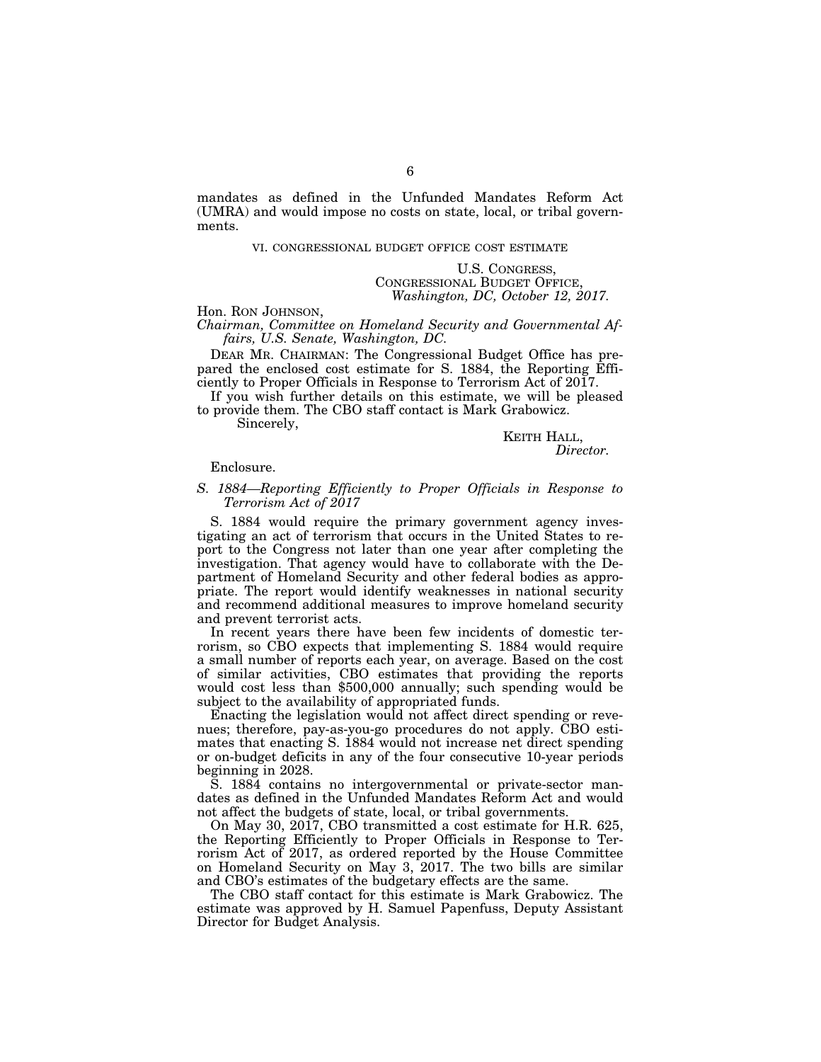mandates as defined in the Unfunded Mandates Reform Act (UMRA) and would impose no costs on state, local, or tribal governments.

## VI. CONGRESSIONAL BUDGET OFFICE COST ESTIMATE

U.S. CONGRESS,
CONGRESSIONAL BUDGET OFFICE,
*Washington, DC, October 12, 2017.*

Hon. RON JOHNSON,
*Chairman, Committee on Homeland Security and Governmental Affairs, U.S. Senate, Washington, DC.*

DEAR MR. CHAIRMAN: The Congressional Budget Office has prepared the enclosed cost estimate for S. 1884, the Reporting Efficiently to Proper Officials in Response to Terrorism Act of 2017.

If you wish further details on this estimate, we will be pleased to provide them. The CBO staff contact is Mark Grabowicz.

Sincerely,

KEITH HALL,
*Director.*

Enclosure.

### *S. 1884—Reporting Efficiently to Proper Officials in Response to Terrorism Act of 2017*

S. 1884 would require the primary government agency investigating an act of terrorism that occurs in the United States to report to the Congress not later than one year after completing the investigation. That agency would have to collaborate with the Department of Homeland Security and other federal bodies as appropriate. The report would identify weaknesses in national security and recommend additional measures to improve homeland security and prevent terrorist acts.

In recent years there have been few incidents of domestic terrorism, so CBO expects that implementing S. 1884 would require a small number of reports each year, on average. Based on the cost of similar activities, CBO estimates that providing the reports would cost less than $500,000 annually; such spending would be subject to the availability of appropriated funds.

Enacting the legislation would not affect direct spending or revenues; therefore, pay-as-you-go procedures do not apply. CBO estimates that enacting S. 1884 would not increase net direct spending or on-budget deficits in any of the four consecutive 10-year periods beginning in 2028.

S. 1884 contains no intergovernmental or private-sector mandates as defined in the Unfunded Mandates Reform Act and would not affect the budgets of state, local, or tribal governments.

On May 30, 2017, CBO transmitted a cost estimate for H.R. 625, the Reporting Efficiently to Proper Officials in Response to Terrorism Act of 2017, as ordered reported by the House Committee on Homeland Security on May 3, 2017. The two bills are similar and CBO's estimates of the budgetary effects are the same.

The CBO staff contact for this estimate is Mark Grabowicz. The estimate was approved by H. Samuel Papenfuss, Deputy Assistant Director for Budget Analysis.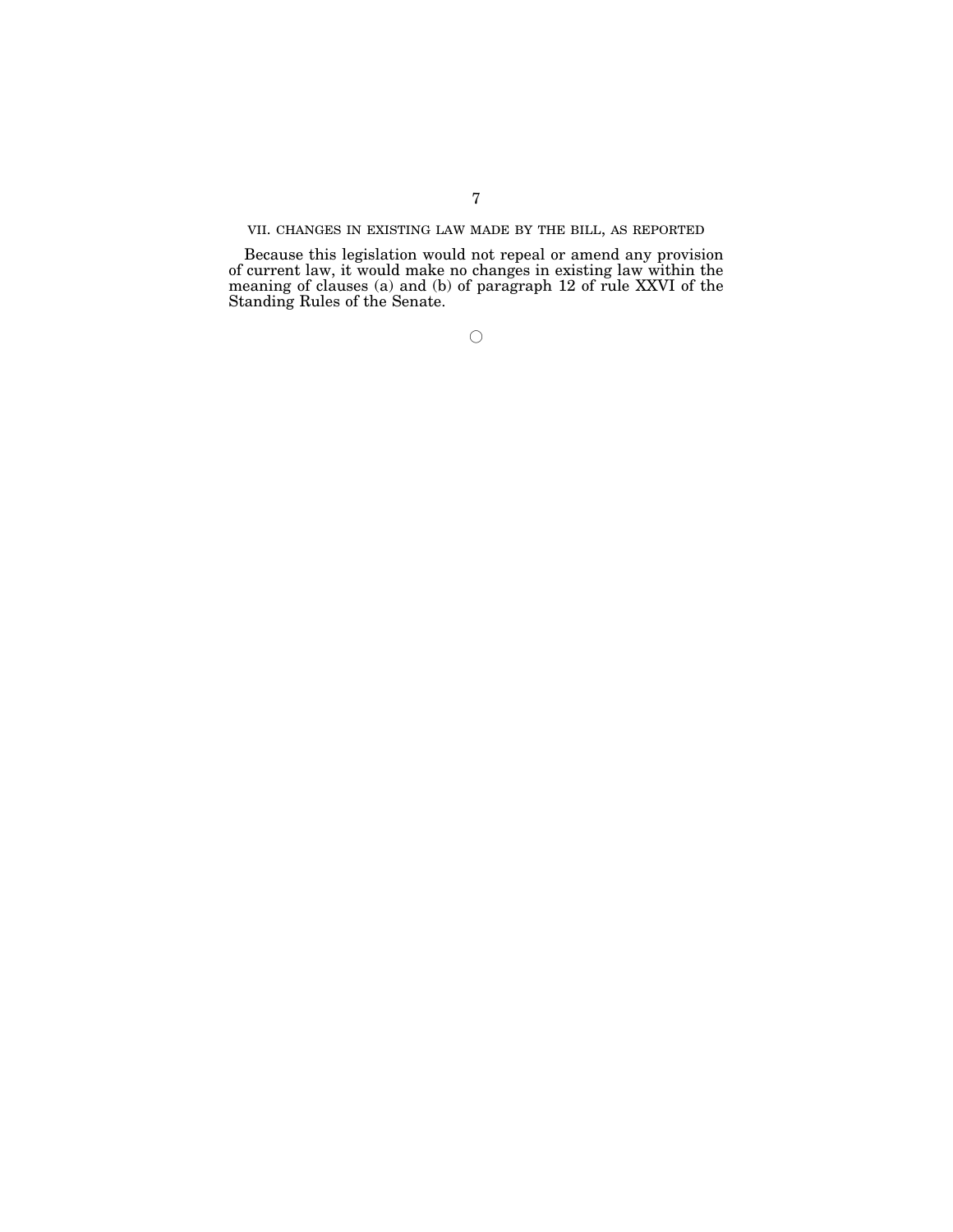## VII. CHANGES IN EXISTING LAW MADE BY THE BILL, AS REPORTED

Because this legislation would not repeal or amend any provision of current law, it would make no changes in existing law within the meaning of clauses (a) and (b) of paragraph 12 of rule XXVI of the Standing Rules of the Senate.

○